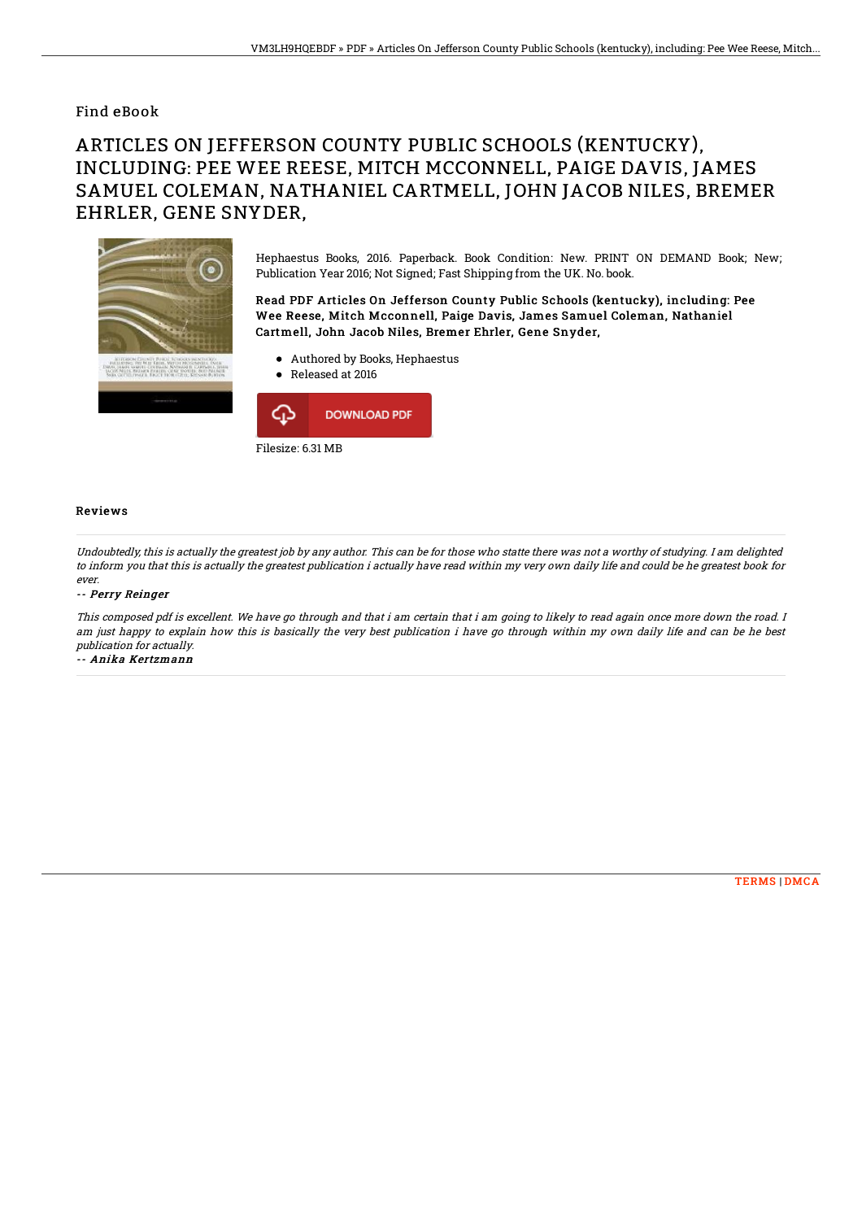Find eBook

# ARTICLES ON JEFFERSON COUNTY PUBLIC SCHOOLS (KENTUCKY), INCLUDING: PEE WEE REESE, MITCH MCCONNELL, PAIGE DAVIS, JAMES SAMUEL COLEMAN, NATHANIEL CARTMELL, JOHN JACOB NILES, BREMER EHRLER, GENE SNYDER,

Hephaestus Books, 2016. Paperback. Book Condition: New. PRINT ON DEMAND Book; New; Publication Year 2016; Not Signed; Fast Shipping from the UK. No. book.

**Read PDF Articles On Jefferson County Public Schools (kentucky), including: Pee Wee Reese, Mitch Mcconnell, Paige Davis, James Samuel Coleman, Nathaniel Cartmell, John Jacob Niles, Bremer Ehrler, Gene Snyder,**

- Authored by Books, Hephaestus
- Released at 2016

DOWNLOAD PDF

Filesize: 6.31 MB

## Reviews

*Undoubtedly, this is actually the greatest job by any author. This can be for those who statte there was not a worthy of studying. I am delighted to inform you that this is actually the greatest publication i actually have read within my very own daily life and could be he greatest book for ever.*

-- *Perry Reinger*

*This composed pdf is excellent. We have go through and that i am certain that i am going to likely to read again once more down the road. I am just happy to explain how this is basically the very best publication i have go through within my own daily life and can be he best publication for actually.*

-- *Anika Kertzmann*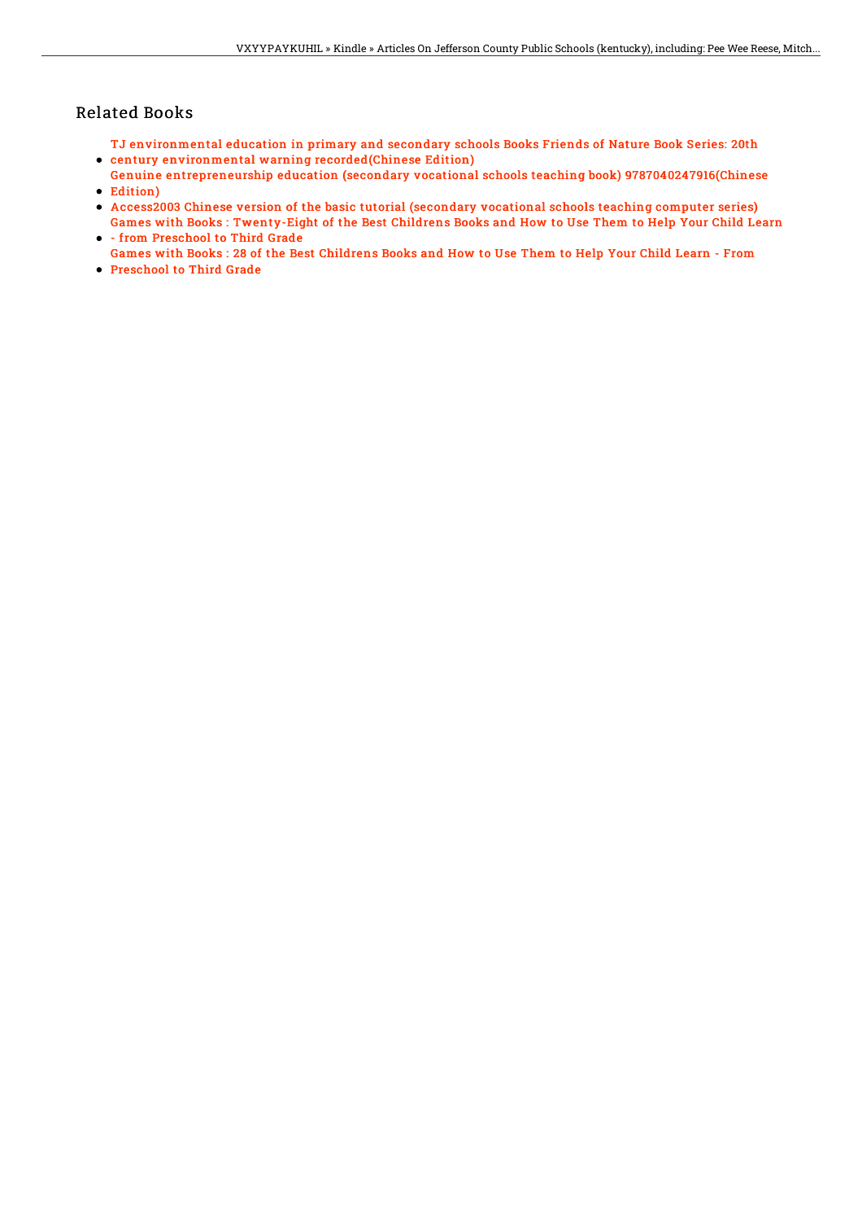## Related Books

- TJ environmental education in primary and secondary schools Books Friends of Nature Book Series: 20th century environmental warning recorded(Chinese Edition)
- Genuine entrepreneurship education (secondary vocational schools teaching book) 9787040247916(Chinese Edition)
- Access2003 Chinese version of the basic tutorial (secondary vocational schools teaching computer series)
- Games with Books : Twenty-Eight of the Best Childrens Books and How to Use Them to Help Your Child Learn - from Preschool to Third Grade
- Games with Books : 28 of the Best Childrens Books and How to Use Them to Help Your Child Learn - From Preschool to Third Grade